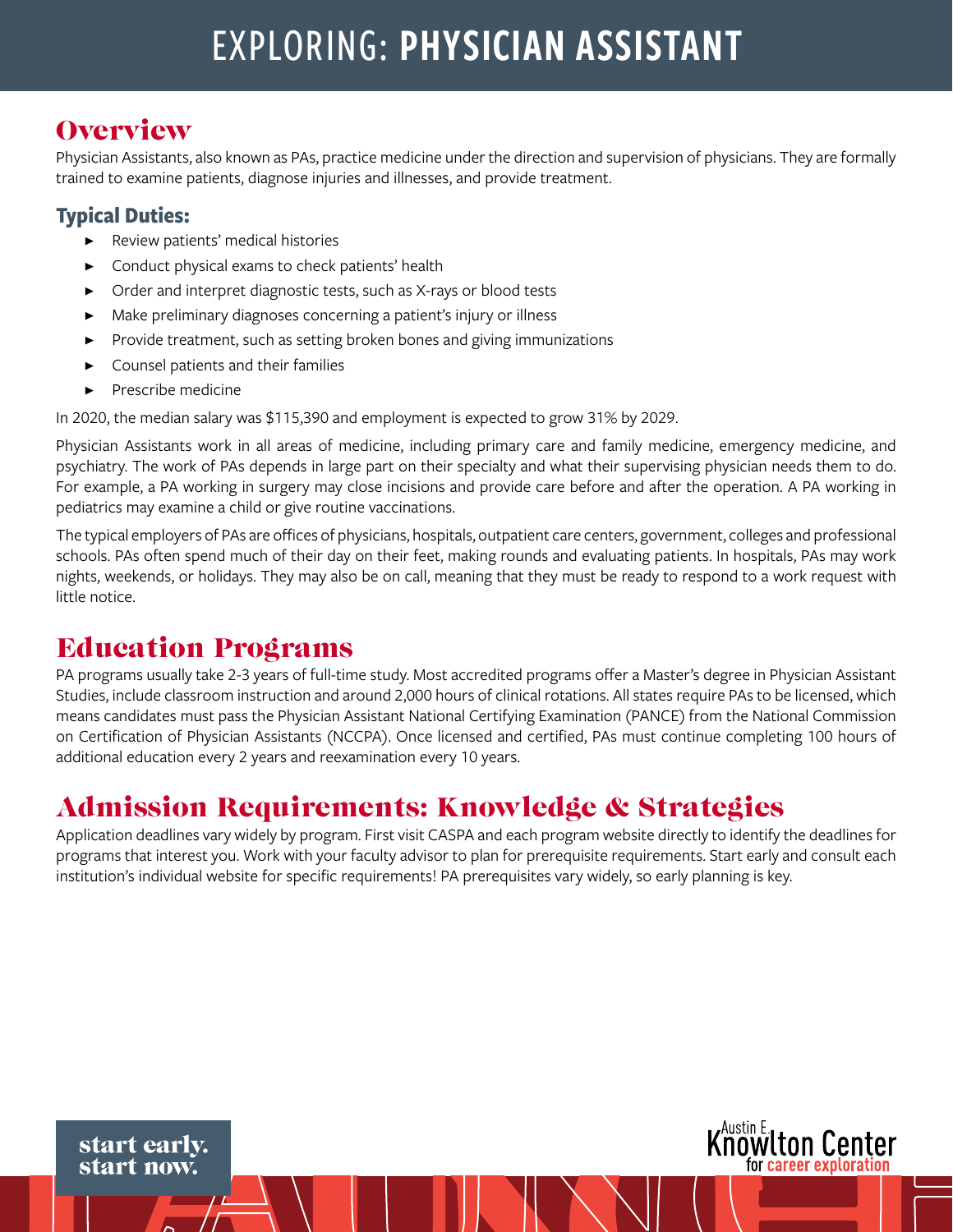# EXPLORING: **PHYSICIAN ASSISTANT**

## Overview

Physician Assistants, also known as PAs, practice medicine under the direction and supervision of physicians. They are formally trained to examine patients, diagnose injuries and illnesses, and provide treatment.

### Typical Duties:

- Review patients' medical histories
- Conduct physical exams to check patients' health
- Order and interpret diagnostic tests, such as X-rays or blood tests
- Make preliminary diagnoses concerning a patient's injury or illness
- Provide treatment, such as setting broken bones and giving immunizations
- Counsel patients and their families
- Prescribe medicine

In 2020, the median salary was $115,390 and employment is expected to grow 31% by 2029.

Physician Assistants work in all areas of medicine, including primary care and family medicine, emergency medicine, and psychiatry. The work of PAs depends in large part on their specialty and what their supervising physician needs them to do. For example, a PA working in surgery may close incisions and provide care before and after the operation. A PA working in pediatrics may examine a child or give routine vaccinations.

The typical employers of PAs are offices of physicians, hospitals, outpatient care centers, government, colleges and professional schools. PAs often spend much of their day on their feet, making rounds and evaluating patients. In hospitals, PAs may work nights, weekends, or holidays. They may also be on call, meaning that they must be ready to respond to a work request with little notice.

## Education Programs

PA programs usually take 2-3 years of full-time study. Most accredited programs offer a Master's degree in Physician Assistant Studies, include classroom instruction and around 2,000 hours of clinical rotations. All states require PAs to be licensed, which means candidates must pass the Physician Assistant National Certifying Examination (PANCE) from the National Commission on Certification of Physician Assistants (NCCPA). Once licensed and certified, PAs must continue completing 100 hours of additional education every 2 years and reexamination every 10 years.

## Admission Requirements: Knowledge & Strategies

Application deadlines vary widely by program. First visit CASPA and each program website directly to identify the deadlines for programs that interest you. Work with your faculty advisor to plan for prerequisite requirements. Start early and consult each institution's individual website for specific requirements! PA prerequisites vary widely, so early planning is key.

start early.
start now.

Austin E. Knowlton Center for career exploration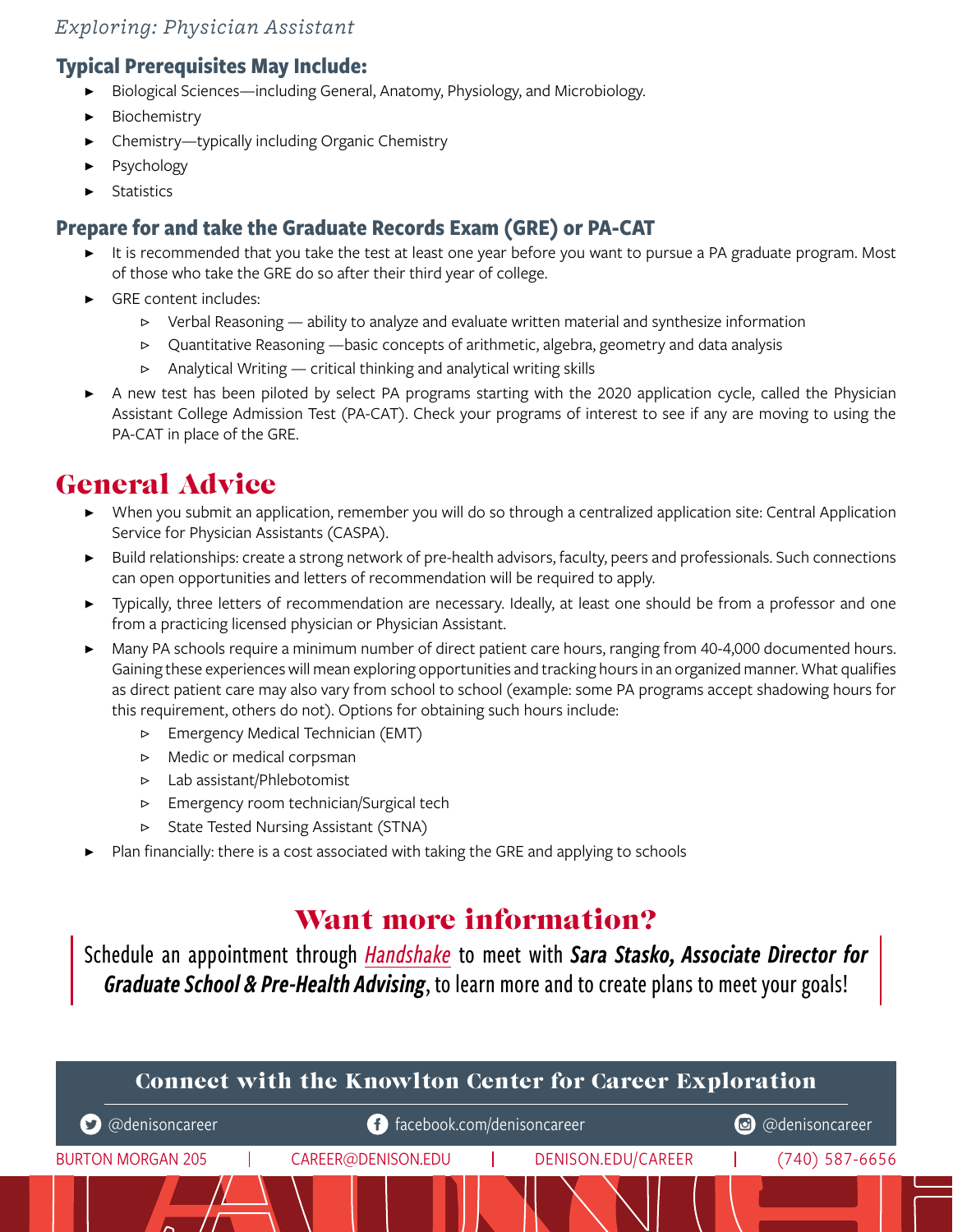*Exploring: Physician Assistant*

### Typical Prerequisites May Include:

- Biological Sciences—including General, Anatomy, Physiology, and Microbiology.
- Biochemistry
- Chemistry—typically including Organic Chemistry
- Psychology
- Statistics

### Prepare for and take the Graduate Records Exam (GRE) or PA-CAT

- It is recommended that you take the test at least one year before you want to pursue a PA graduate program. Most of those who take the GRE do so after their third year of college.
- GRE content includes:
  - Verbal Reasoning — ability to analyze and evaluate written material and synthesize information
  - Quantitative Reasoning —basic concepts of arithmetic, algebra, geometry and data analysis
  - Analytical Writing — critical thinking and analytical writing skills
- A new test has been piloted by select PA programs starting with the 2020 application cycle, called the Physician Assistant College Admission Test (PA-CAT). Check your programs of interest to see if any are moving to using the PA-CAT in place of the GRE.

## General Advice

- When you submit an application, remember you will do so through a centralized application site: Central Application Service for Physician Assistants (CASPA).
- Build relationships: create a strong network of pre-health advisors, faculty, peers and professionals. Such connections can open opportunities and letters of recommendation will be required to apply.
- Typically, three letters of recommendation are necessary. Ideally, at least one should be from a professor and one from a practicing licensed physician or Physician Assistant.
- Many PA schools require a minimum number of direct patient care hours, ranging from 40-4,000 documented hours. Gaining these experiences will mean exploring opportunities and tracking hours in an organized manner. What qualifies as direct patient care may also vary from school to school (example: some PA programs accept shadowing hours for this requirement, others do not). Options for obtaining such hours include:
  - Emergency Medical Technician (EMT)
  - Medic or medical corpsman
  - Lab assistant/Phlebotomist
  - Emergency room technician/Surgical tech
  - State Tested Nursing Assistant (STNA)
- Plan financially: there is a cost associated with taking the GRE and applying to schools

## Want more information?

Schedule an appointment through *Handshake* to meet with ***Sara Stasko, Associate Director for Graduate School & Pre-Health Advising***, to learn more and to create plans to meet your goals!

### Connect with the Knowlton Center for Career Exploration

@denisoncareer | facebook.com/denisoncareer | @denisoncareer

BURTON MORGAN 205 | CAREER@DENISON.EDU | DENISON.EDU/CAREER | (740) 587-6656